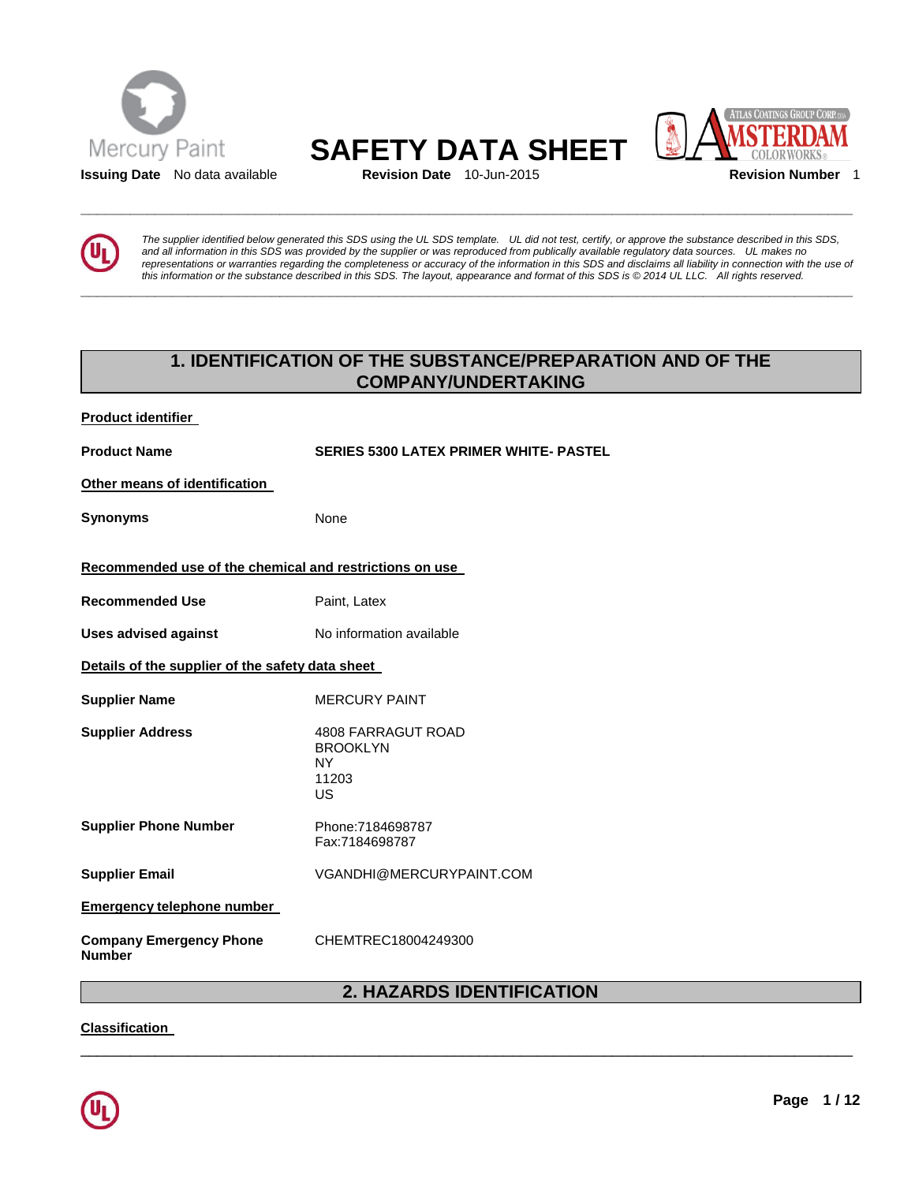Mercury Paint

# SAFETY DATA SHEET

**Issuing Date** No data available **Revision Date** 10-Jun-2015 **Revision Number** 1

*The supplier identified below generated this SDS using the UL SDS template. UL did not test, certify, or approve the substance described in this SDS, and all information in this SDS was provided by the supplier or was reproduced from publically available regulatory data sources. UL makes no representations or warranties regarding the completeness or accuracy of the information in this SDS and disclaims all liability in connection with the use of this information or the substance described in this SDS. The layout, appearance and format of this SDS is © 2014 UL LLC. All rights reserved.*

## 1. IDENTIFICATION OF THE SUBSTANCE/PREPARATION AND OF THE COMPANY/UNDERTAKING

**Product identifier**

| | |
|---|---|
| **Product Name** | **SERIES 5300 LATEX PRIMER WHITE- PASTEL** |

**Other means of identification**

| | |
|---|---|
| **Synonyms** | None |

**Recommended use of the chemical and restrictions on use**

| | |
|---|---|
| **Recommended Use** | Paint, Latex |
| **Uses advised against** | No information available |

**Details of the supplier of the safety data sheet**

| | |
|---|---|
| **Supplier Name** | MERCURY PAINT |
| **Supplier Address** | 4808 FARRAGUT ROAD<br>BROOKLYN<br>NY<br>11203<br>US |
| **Supplier Phone Number** | Phone:7184698787<br>Fax:7184698787 |
| **Supplier Email** | VGANDHI@MERCURYPAINT.COM |

**Emergency telephone number**

| | |
|---|---|
| **Company Emergency Phone Number** | CHEMTREC18004249300 |

## 2. HAZARDS IDENTIFICATION

**Classification**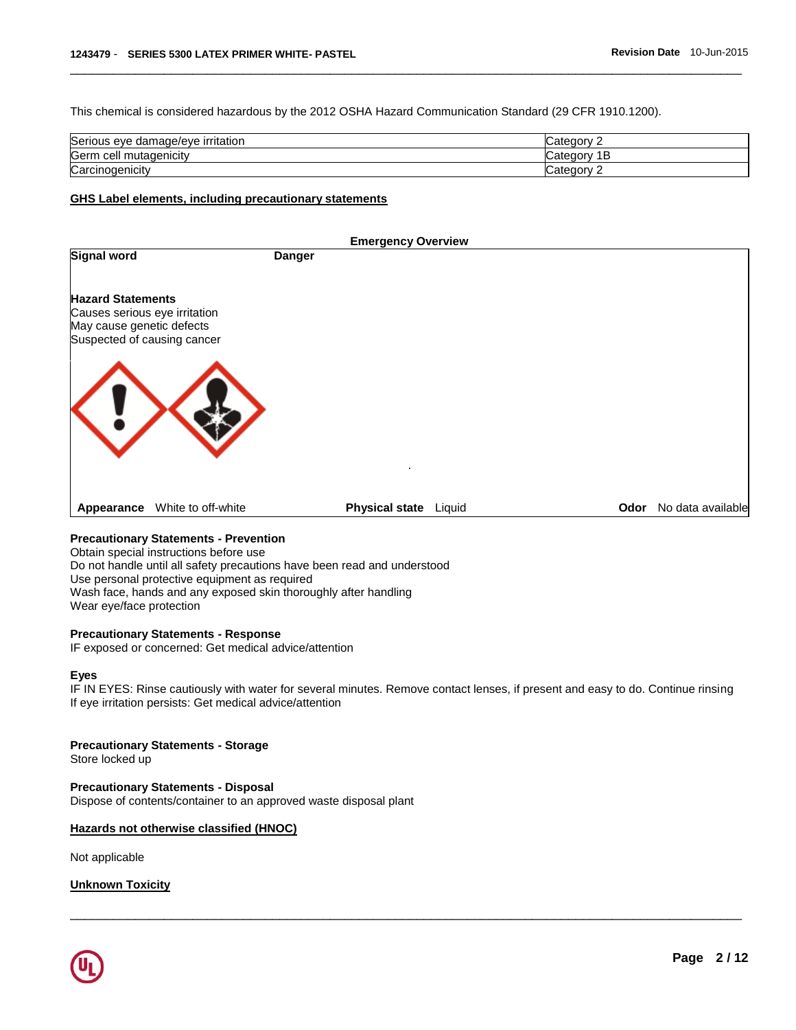This chemical is considered hazardous by the 2012 OSHA Hazard Communication Standard (29 CFR 1910.1200).

| Hazard | Category |
| --- | --- |
| Serious eye damage/eye irritation | Category 2 |
| Germ cell mutagenicity | Category 1B |
| Carcinogenicity | Category 2 |

## GHS Label elements, including precautionary statements

**Emergency Overview**

**Signal word** **Danger**

**Hazard Statements**
Causes serious eye irritation
May cause genetic defects
Suspected of causing cancer

**Appearance** White to off-white **Physical state** Liquid **Odor** No data available

**Precautionary Statements - Prevention**
Obtain special instructions before use
Do not handle until all safety precautions have been read and understood
Use personal protective equipment as required
Wash face, hands and any exposed skin thoroughly after handling
Wear eye/face protection

**Precautionary Statements - Response**
IF exposed or concerned: Get medical advice/attention

**Eyes**
IF IN EYES: Rinse cautiously with water for several minutes. Remove contact lenses, if present and easy to do. Continue rinsing
If eye irritation persists: Get medical advice/attention

**Precautionary Statements - Storage**
Store locked up

**Precautionary Statements - Disposal**
Dispose of contents/container to an approved waste disposal plant

## Hazards not otherwise classified (HNOC)

Not applicable

## Unknown Toxicity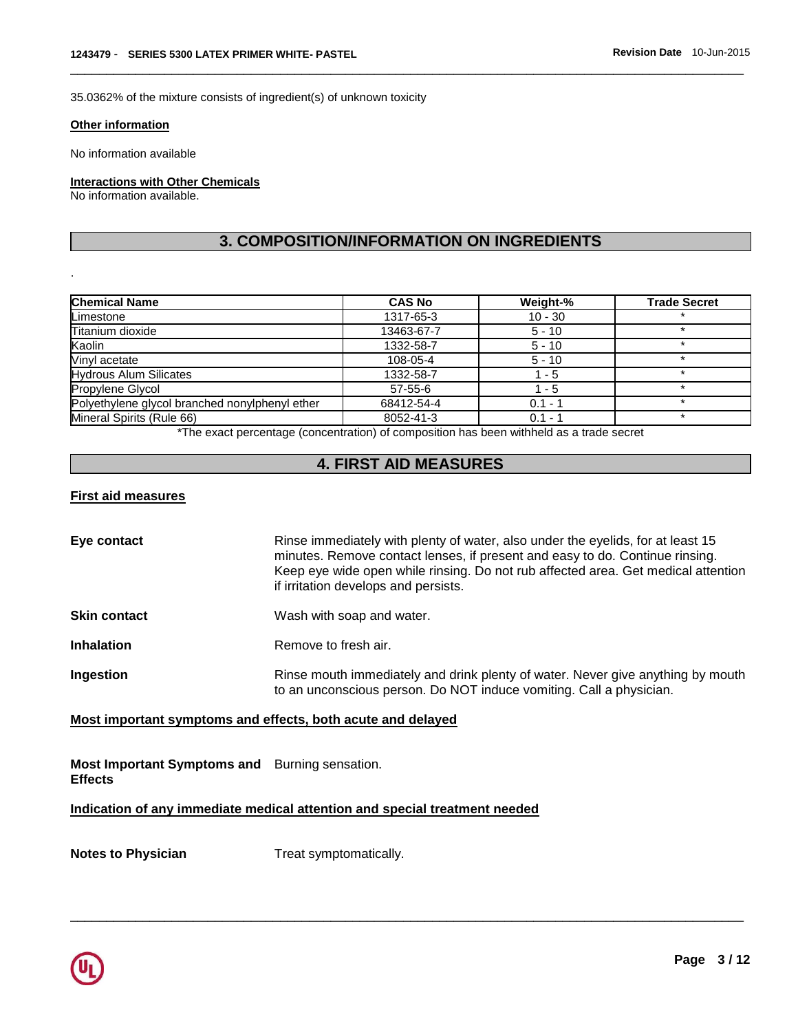35.0362% of the mixture consists of ingredient(s) of unknown toxicity

**Other information**

No information available

**Interactions with Other Chemicals**

No information available.

## 3. COMPOSITION/INFORMATION ON INGREDIENTS

.

| Chemical Name | CAS No | Weight-% | Trade Secret |
|---|---|---|---|
| Limestone | 1317-65-3 | 10 - 30 | * |
| Titanium dioxide | 13463-67-7 | 5 - 10 | * |
| Kaolin | 1332-58-7 | 5 - 10 | * |
| Vinyl acetate | 108-05-4 | 5 - 10 | * |
| Hydrous Alum Silicates | 1332-58-7 | 1 - 5 | * |
| Propylene Glycol | 57-55-6 | 1 - 5 | * |
| Polyethylene glycol branched nonylphenyl ether | 68412-54-4 | 0.1 - 1 | * |
| Mineral Spirits (Rule 66) | 8052-41-3 | 0.1 - 1 | * |

*The exact percentage (concentration) of composition has been withheld as a trade secret

## 4. FIRST AID MEASURES

**First aid measures**

**Eye contact** Rinse immediately with plenty of water, also under the eyelids, for at least 15 minutes. Remove contact lenses, if present and easy to do. Continue rinsing. Keep eye wide open while rinsing. Do not rub affected area. Get medical attention if irritation develops and persists.

**Skin contact** Wash with soap and water.

**Inhalation** Remove to fresh air.

**Ingestion** Rinse mouth immediately and drink plenty of water. Never give anything by mouth to an unconscious person. Do NOT induce vomiting. Call a physician.

**Most important symptoms and effects, both acute and delayed**

**Most Important Symptoms and Effects** Burning sensation.

**Indication of any immediate medical attention and special treatment needed**

**Notes to Physician** Treat symptomatically.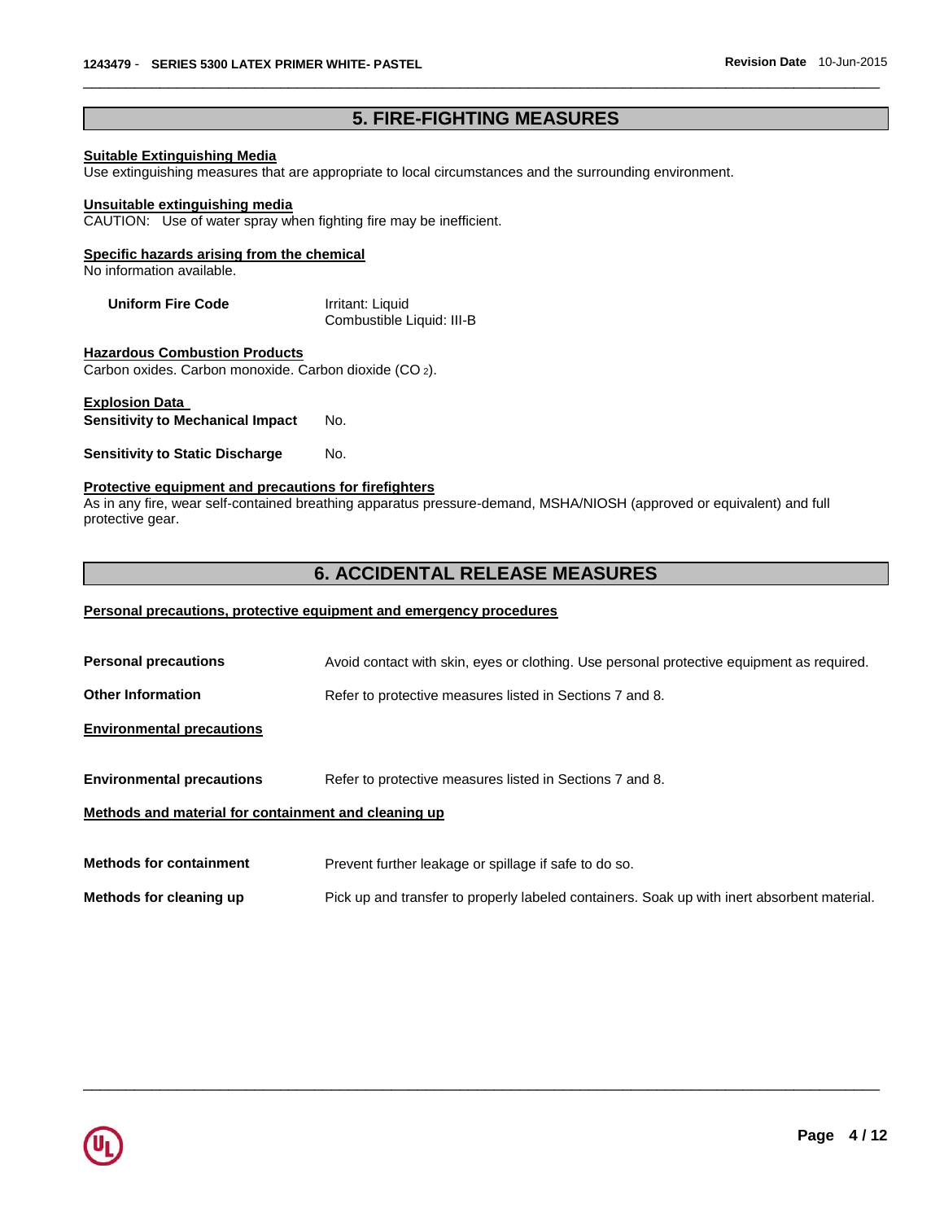## 5. FIRE-FIGHTING MEASURES

**Suitable Extinguishing Media**
Use extinguishing measures that are appropriate to local circumstances and the surrounding environment.

**Unsuitable extinguishing media**
CAUTION: Use of water spray when fighting fire may be inefficient.

**Specific hazards arising from the chemical**
No information available.

**Uniform Fire Code** Irritant: Liquid
Combustible Liquid: III-B

**Hazardous Combustion Products**
Carbon oxides. Carbon monoxide. Carbon dioxide ($CO_2$).

**Explosion Data**
**Sensitivity to Mechanical Impact** No.

**Sensitivity to Static Discharge** No.

**Protective equipment and precautions for firefighters**
As in any fire, wear self-contained breathing apparatus pressure-demand, MSHA/NIOSH (approved or equivalent) and full protective gear.

## 6. ACCIDENTAL RELEASE MEASURES

**Personal precautions, protective equipment and emergency procedures**

**Personal precautions** Avoid contact with skin, eyes or clothing. Use personal protective equipment as required.

**Other Information** Refer to protective measures listed in Sections 7 and 8.

**Environmental precautions**

**Environmental precautions** Refer to protective measures listed in Sections 7 and 8.

**Methods and material for containment and cleaning up**

**Methods for containment** Prevent further leakage or spillage if safe to do so.

**Methods for cleaning up** Pick up and transfer to properly labeled containers. Soak up with inert absorbent material.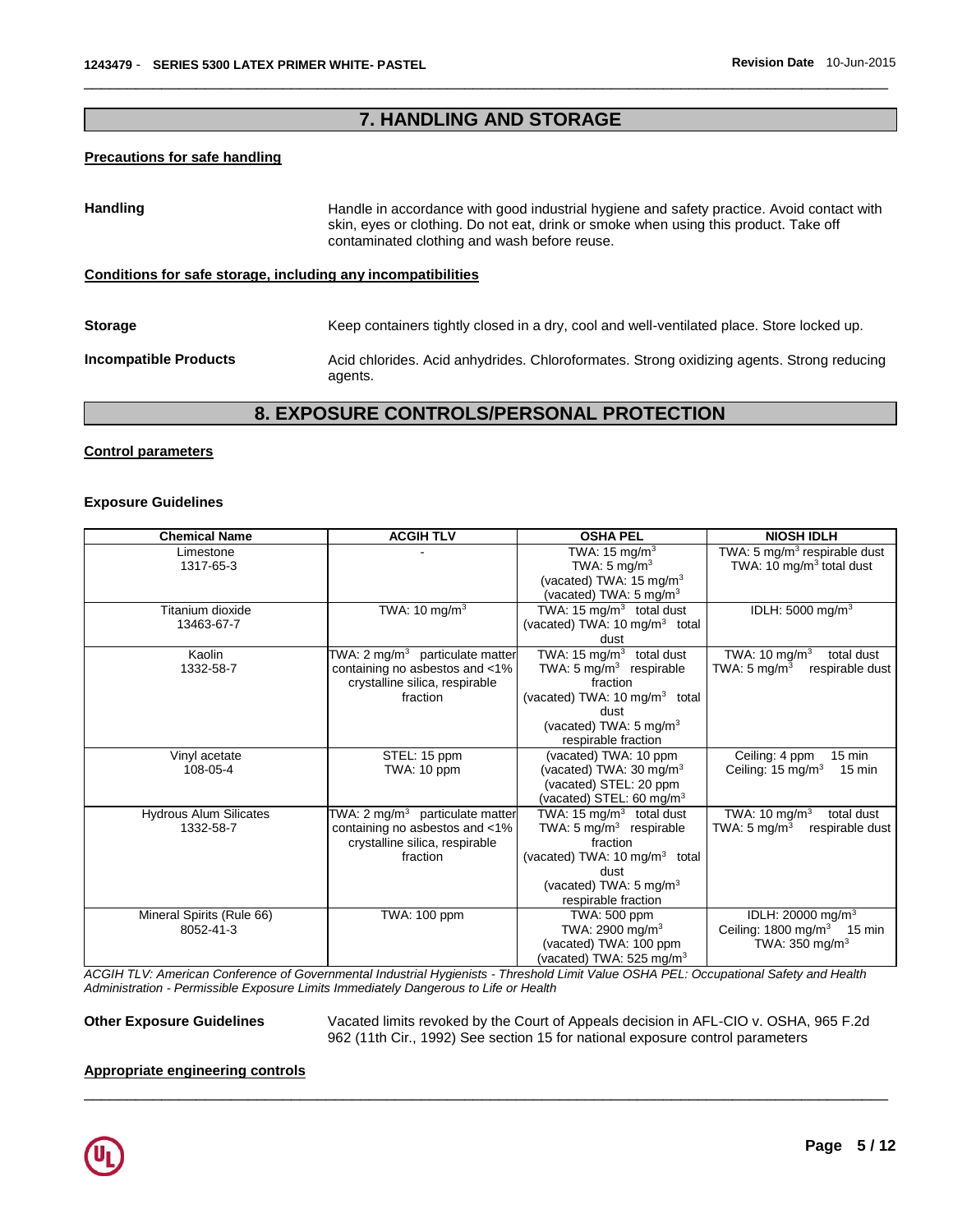## 7. HANDLING AND STORAGE

**Precautions for safe handling**

**Handling** Handle in accordance with good industrial hygiene and safety practice. Avoid contact with skin, eyes or clothing. Do not eat, drink or smoke when using this product. Take off contaminated clothing and wash before reuse.

**Conditions for safe storage, including any incompatibilities**

**Storage** Keep containers tightly closed in a dry, cool and well-ventilated place. Store locked up.

**Incompatible Products** Acid chlorides. Acid anhydrides. Chloroformates. Strong oxidizing agents. Strong reducing agents.

## 8. EXPOSURE CONTROLS/PERSONAL PROTECTION

**Control parameters**

**Exposure Guidelines**

| Chemical Name | ACGIH TLV | OSHA PEL | NIOSH IDLH |
|---|---|---|---|
| Limestone 1317-65-3 | - | TWA: 15 mg/m$^3$ TWA: 5 mg/m$^3$ (vacated) TWA: 15 mg/m$^3$ (vacated) TWA: 5 mg/m$^3$ | TWA: 5 mg/m$^3$ respirable dust TWA: 10 mg/m$^3$ total dust |
| Titanium dioxide 13463-67-7 | TWA: 10 mg/m$^3$ | TWA: 15 mg/m$^3$ total dust (vacated) TWA: 10 mg/m$^3$ total dust | IDLH: 5000 mg/m$^3$ |
| Kaolin 1332-58-7 | TWA: 2 mg/m$^3$ particulate matter containing no asbestos and <1% crystalline silica, respirable fraction | TWA: 15 mg/m$^3$ total dust TWA: 5 mg/m$^3$ respirable fraction (vacated) TWA: 10 mg/m$^3$ total dust (vacated) TWA: 5 mg/m$^3$ respirable fraction | TWA: 10 mg/m$^3$ total dust TWA: 5 mg/m$^3$ respirable dust |
| Vinyl acetate 108-05-4 | STEL: 15 ppm TWA: 10 ppm | (vacated) TWA: 10 ppm (vacated) TWA: 30 mg/m$^3$ (vacated) STEL: 20 ppm (vacated) STEL: 60 mg/m$^3$ | Ceiling: 4 ppm 15 min Ceiling: 15 mg/m$^3$ 15 min |
| Hydrous Alum Silicates 1332-58-7 | TWA: 2 mg/m$^3$ particulate matter containing no asbestos and <1% crystalline silica, respirable fraction | TWA: 15 mg/m$^3$ total dust TWA: 5 mg/m$^3$ respirable fraction (vacated) TWA: 10 mg/m$^3$ total dust (vacated) TWA: 5 mg/m$^3$ respirable fraction | TWA: 10 mg/m$^3$ total dust TWA: 5 mg/m$^3$ respirable dust |
| Mineral Spirits (Rule 66) 8052-41-3 | TWA: 100 ppm | TWA: 500 ppm TWA: 2900 mg/m$^3$ (vacated) TWA: 100 ppm (vacated) TWA: 525 mg/m$^3$ | IDLH: 20000 mg/m$^3$ Ceiling: 1800 mg/m$^3$ 15 min TWA: 350 mg/m$^3$ |

*ACGIH TLV: American Conference of Governmental Industrial Hygienists - Threshold Limit Value OSHA PEL: Occupational Safety and Health Administration - Permissible Exposure Limits Immediately Dangerous to Life or Health*

**Other Exposure Guidelines** Vacated limits revoked by the Court of Appeals decision in AFL-CIO v. OSHA, 965 F.2d 962 (11th Cir., 1992) See section 15 for national exposure control parameters

**Appropriate engineering controls**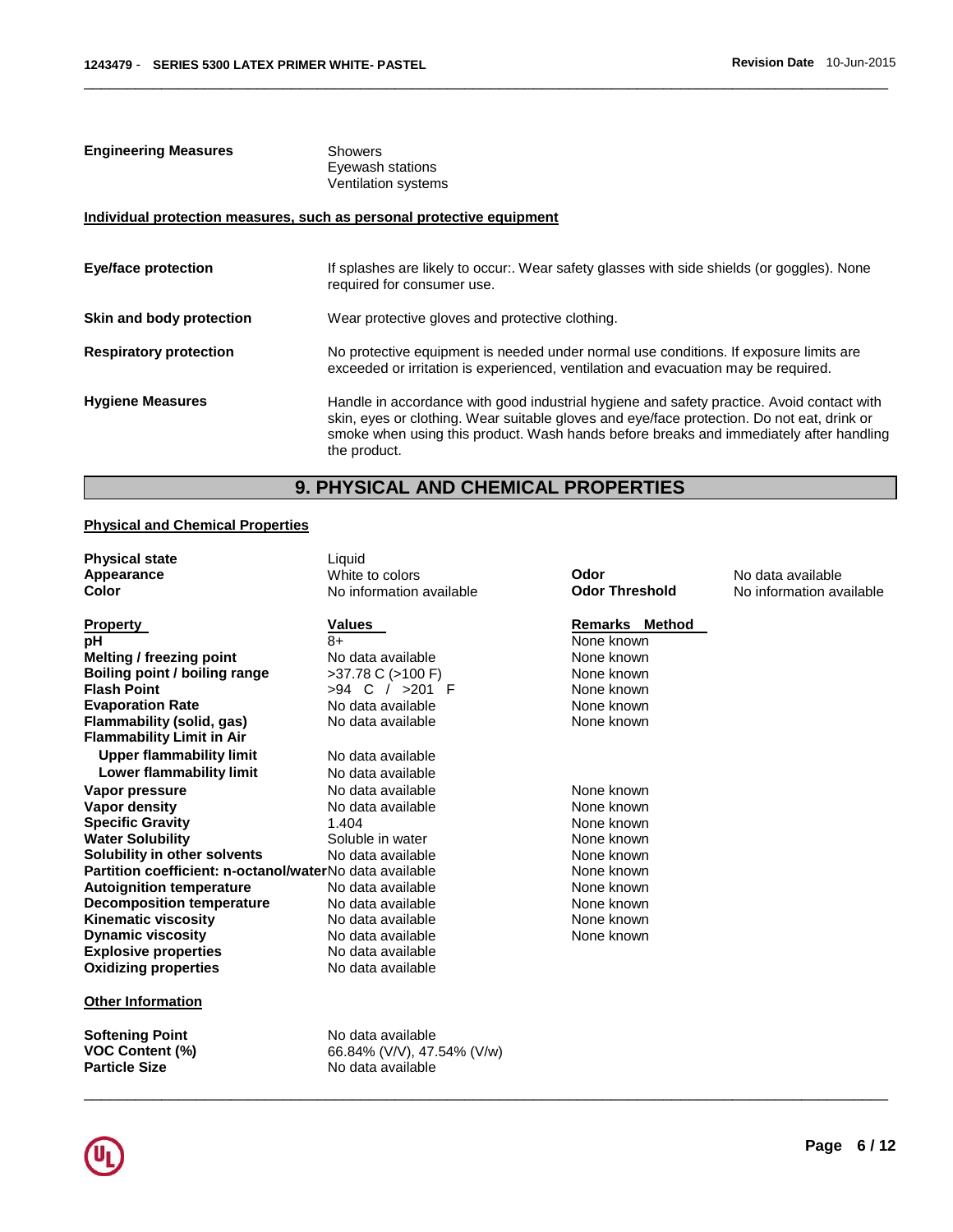| | |
|---|---|
| **Engineering Measures** | Showers<br>Eyewash stations<br>Ventilation systems |

**Individual protection measures, such as personal protective equipment**

| | |
|---|---|
| **Eye/face protection** | If splashes are likely to occur:. Wear safety glasses with side shields (or goggles). None required for consumer use. |
| **Skin and body protection** | Wear protective gloves and protective clothing. |
| **Respiratory protection** | No protective equipment is needed under normal use conditions. If exposure limits are exceeded or irritation is experienced, ventilation and evacuation may be required. |
| **Hygiene Measures** | Handle in accordance with good industrial hygiene and safety practice. Avoid contact with skin, eyes or clothing. Wear suitable gloves and eye/face protection. Do not eat, drink or smoke when using this product. Wash hands before breaks and immediately after handling the product. |

## 9. PHYSICAL AND CHEMICAL PROPERTIES

**Physical and Chemical Properties**

| | | | |
|---|---|---|---|
| **Physical state** | Liquid | | |
| **Appearance** | White to colors | **Odor** | No data available |
| **Color** | No information available | **Odor Threshold** | No information available |

| Property | Values | Remarks Method |
|---|---|---|
| **pH** | 8+ | None known |
| **Melting / freezing point** | No data available | None known |
| **Boiling point / boiling range** | >37.78 C (>100 F) | None known |
| **Flash Point** | >94 C / >201 F | None known |
| **Evaporation Rate** | No data available | None known |
| **Flammability (solid, gas)** | No data available | None known |
| **Flammability Limit in Air** | | |
| **Upper flammability limit** | No data available | |
| **Lower flammability limit** | No data available | |
| **Vapor pressure** | No data available | None known |
| **Vapor density** | No data available | None known |
| **Specific Gravity** | 1.404 | None known |
| **Water Solubility** | Soluble in water | None known |
| **Solubility in other solvents** | No data available | None known |
| **Partition coefficient: n-octanol/water** | No data available | None known |
| **Autoignition temperature** | No data available | None known |
| **Decomposition temperature** | No data available | None known |
| **Kinematic viscosity** | No data available | None known |
| **Dynamic viscosity** | No data available | None known |
| **Explosive properties** | No data available | |
| **Oxidizing properties** | No data available | |

**Other Information**

| | |
|---|---|
| **Softening Point** | No data available |
| **VOC Content (%)** | 66.84% (V/V), 47.54% (V/w) |
| **Particle Size** | No data available |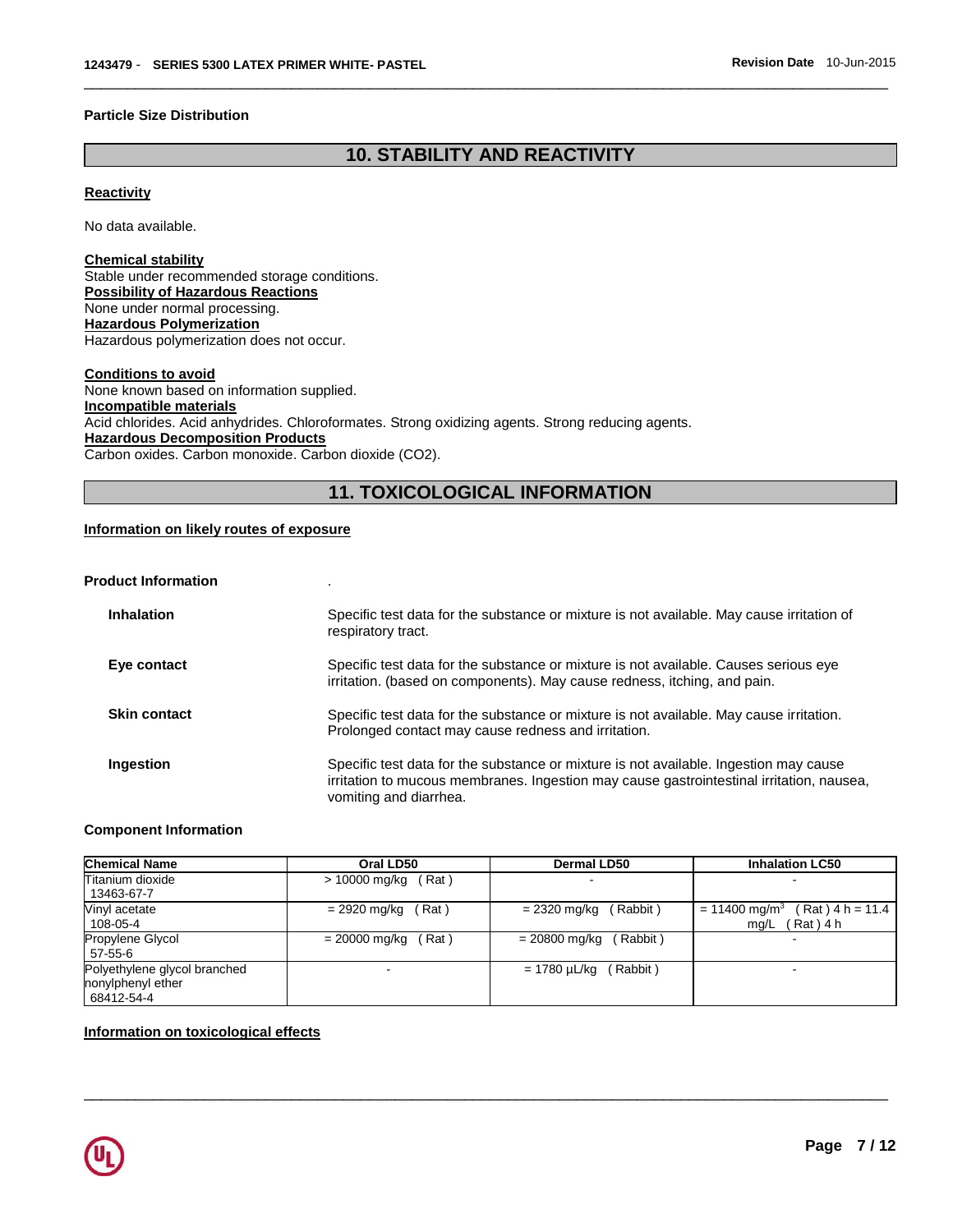**Particle Size Distribution**

## 10. STABILITY AND REACTIVITY

**Reactivity**

No data available.

**Chemical stability**
Stable under recommended storage conditions.
**Possibility of Hazardous Reactions**
None under normal processing.
**Hazardous Polymerization**
Hazardous polymerization does not occur.

**Conditions to avoid**
None known based on information supplied.
**Incompatible materials**
Acid chlorides. Acid anhydrides. Chloroformates. Strong oxidizing agents. Strong reducing agents.
**Hazardous Decomposition Products**
Carbon oxides. Carbon monoxide. Carbon dioxide ($CO_2$).

## 11. TOXICOLOGICAL INFORMATION

**Information on likely routes of exposure**

**Product Information** .

**Inhalation** Specific test data for the substance or mixture is not available. May cause irritation of respiratory tract.

**Eye contact** Specific test data for the substance or mixture is not available. Causes serious eye irritation. (based on components). May cause redness, itching, and pain.

**Skin contact** Specific test data for the substance or mixture is not available. May cause irritation. Prolonged contact may cause redness and irritation.

**Ingestion** Specific test data for the substance or mixture is not available. Ingestion may cause irritation to mucous membranes. Ingestion may cause gastrointestinal irritation, nausea, vomiting and diarrhea.

**Component Information**

| Chemical Name | Oral LD50 | Dermal LD50 | Inhalation LC50 |
|---|---|---|---|
| Titanium dioxide 13463-67-7 | > 10000 mg/kg ( Rat ) | - | - |
| Vinyl acetate 108-05-4 | = 2920 mg/kg ( Rat ) | = 2320 mg/kg ( Rabbit ) | = 11400 mg/m$^3$ ( Rat ) 4 h = 11.4 mg/L ( Rat ) 4 h |
| Propylene Glycol 57-55-6 | = 20000 mg/kg ( Rat ) | = 20800 mg/kg ( Rabbit ) | - |
| Polyethylene glycol branched nonylphenyl ether 68412-54-4 | - | = 1780 µL/kg ( Rabbit ) | - |

**Information on toxicological effects**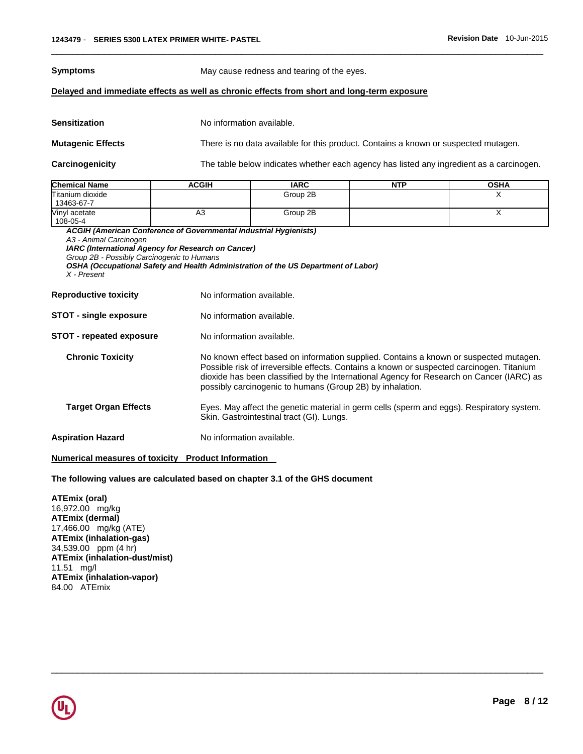**Symptoms** May cause redness and tearing of the eyes.

## Delayed and immediate effects as well as chronic effects from short and long-term exposure

**Sensitization** No information available.

**Mutagenic Effects** There is no data available for this product. Contains a known or suspected mutagen.

**Carcinogenicity** The table below indicates whether each agency has listed any ingredient as a carcinogen.

| Chemical Name | ACGIH | IARC | NTP | OSHA |
|---|---|---|---|---|
| Titanium dioxide<br>13463-67-7 | | Group 2B | | X |
| Vinyl acetate<br>108-05-4 | A3 | Group 2B | | X |

***ACGIH (American Conference of Governmental Industrial Hygienists)***
*A3 - Animal Carcinogen*
***IARC (International Agency for Research on Cancer)***
*Group 2B - Possibly Carcinogenic to Humans*
***OSHA (Occupational Safety and Health Administration of the US Department of Labor)***
*X - Present*

**Reproductive toxicity** No information available.

**STOT - single exposure** No information available.

**STOT - repeated exposure** No information available.

**Chronic Toxicity** No known effect based on information supplied. Contains a known or suspected mutagen. Possible risk of irreversible effects. Contains a known or suspected carcinogen. Titanium dioxide has been classified by the International Agency for Research on Cancer (IARC) as possibly carcinogenic to humans (Group 2B) by inhalation.

**Target Organ Effects** Eyes. May affect the genetic material in germ cells (sperm and eggs). Respiratory system. Skin. Gastrointestinal tract (GI). Lungs.

**Aspiration Hazard** No information available.

## Numerical measures of toxicity Product Information

**The following values are calculated based on chapter 3.1 of the GHS document**

**ATEmix (oral)**
16,972.00 mg/kg
**ATEmix (dermal)**
17,466.00 mg/kg (ATE)
**ATEmix (inhalation-gas)**
34,539.00 ppm (4 hr)
**ATEmix (inhalation-dust/mist)**
11.51 mg/l
**ATEmix (inhalation-vapor)**
84.00 ATEmix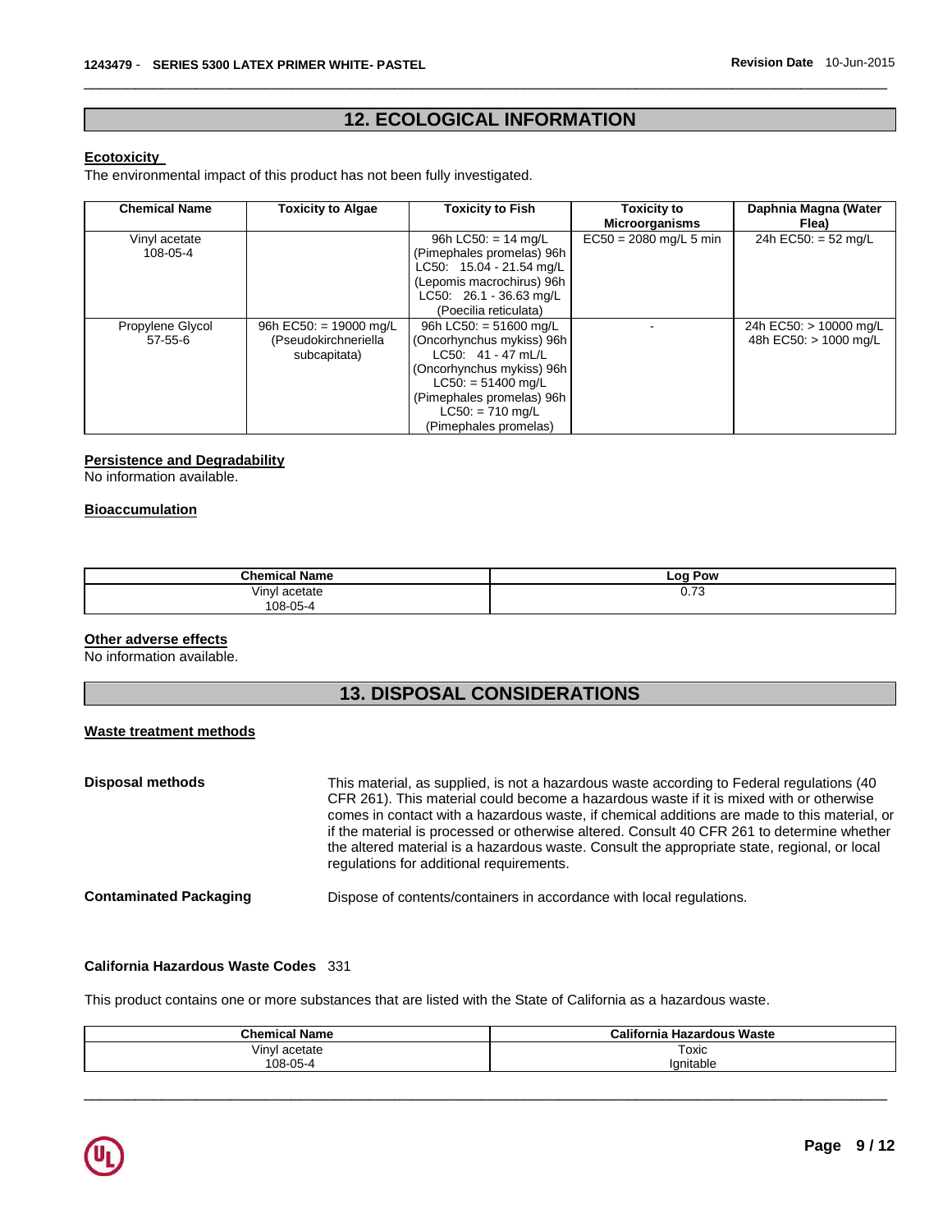## 12. ECOLOGICAL INFORMATION

**Ecotoxicity**

The environmental impact of this product has not been fully investigated.

| Chemical Name | Toxicity to Algae | Toxicity to Fish | Toxicity to Microorganisms | Daphnia Magna (Water Flea) |
|---|---|---|---|---|
| Vinyl acetate 108-05-4 | | 96h LC50: = 14 mg/L (Pimephales promelas) 96h LC50: 15.04 - 21.54 mg/L (Lepomis macrochirus) 96h LC50: 26.1 - 36.63 mg/L (Poecilia reticulata) | EC50 = 2080 mg/L 5 min | 24h EC50: = 52 mg/L |
| Propylene Glycol 57-55-6 | 96h EC50: = 19000 mg/L (Pseudokirchneriella subcapitata) | 96h LC50: = 51600 mg/L (Oncorhynchus mykiss) 96h LC50: 41 - 47 mL/L (Oncorhynchus mykiss) 96h LC50: = 51400 mg/L (Pimephales promelas) 96h LC50: = 710 mg/L (Pimephales promelas) | - | 24h EC50: > 10000 mg/L 48h EC50: > 1000 mg/L |

**Persistence and Degradability**

No information available.

**Bioaccumulation**

| Chemical Name | Log Pow |
|---|---|
| Vinyl acetate 108-05-4 | 0.73 |

**Other adverse effects**

No information available.

## 13. DISPOSAL CONSIDERATIONS

**Waste treatment methods**

**Disposal methods** This material, as supplied, is not a hazardous waste according to Federal regulations (40 CFR 261). This material could become a hazardous waste if it is mixed with or otherwise comes in contact with a hazardous waste, if chemical additions are made to this material, or if the material is processed or otherwise altered. Consult 40 CFR 261 to determine whether the altered material is a hazardous waste. Consult the appropriate state, regional, or local regulations for additional requirements.

**Contaminated Packaging** Dispose of contents/containers in accordance with local regulations.

**California Hazardous Waste Codes** 331

This product contains one or more substances that are listed with the State of California as a hazardous waste.

| Chemical Name | California Hazardous Waste |
|---|---|
| Vinyl acetate 108-05-4 | Toxic Ignitable |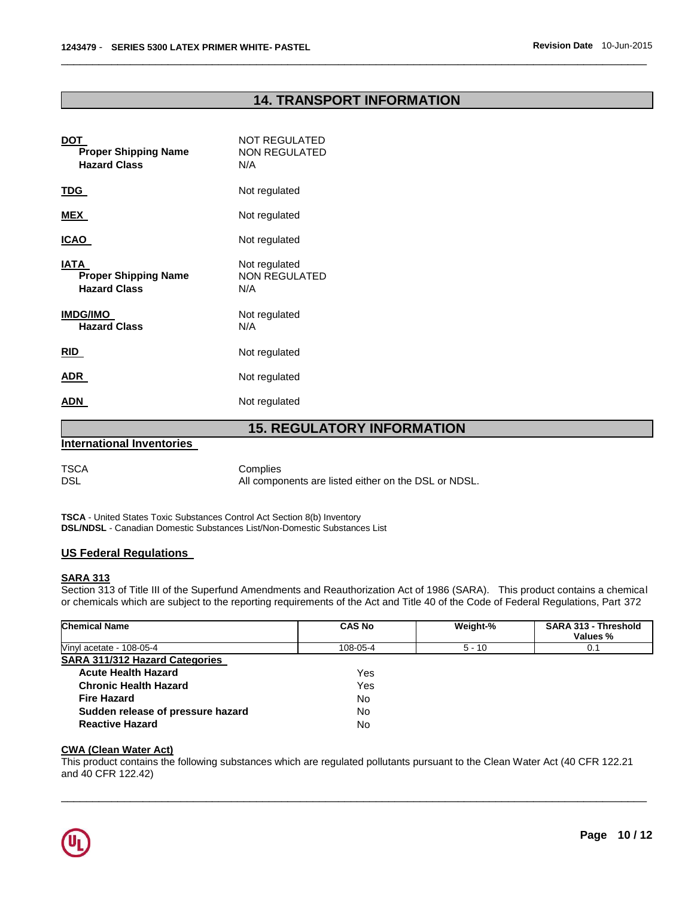## 14. TRANSPORT INFORMATION

**DOT**
**Proper Shipping Name** NOT REGULATED
NON REGULATED
**Hazard Class** N/A

**TDG** Not regulated

**MEX** Not regulated

**ICAO** Not regulated

**IATA** Not regulated
**Proper Shipping Name** NON REGULATED
**Hazard Class** N/A

**IMDG/IMO** Not regulated
**Hazard Class** N/A

**RID** Not regulated

**ADR** Not regulated

**ADN** Not regulated

## 15. REGULATORY INFORMATION

### International Inventories

TSCA Complies
DSL All components are listed either on the DSL or NDSL.

**TSCA** - United States Toxic Substances Control Act Section 8(b) Inventory
**DSL/NDSL** - Canadian Domestic Substances List/Non-Domestic Substances List

### US Federal Regulations

**SARA 313**
Section 313 of Title III of the Superfund Amendments and Reauthorization Act of 1986 (SARA). This product contains a chemical or chemicals which are subject to the reporting requirements of the Act and Title 40 of the Code of Federal Regulations, Part 372

| Chemical Name | CAS No | Weight-% | SARA 313 - Threshold Values % |
| --- | --- | --- | --- |
| Vinyl acetate - 108-05-4 | 108-05-4 | 5 - 10 | 0.1 |

**SARA 311/312 Hazard Categories**

| | |
| --- | --- |
| **Acute Health Hazard** | Yes |
| **Chronic Health Hazard** | Yes |
| **Fire Hazard** | No |
| **Sudden release of pressure hazard** | No |
| **Reactive Hazard** | No |

**CWA (Clean Water Act)**
This product contains the following substances which are regulated pollutants pursuant to the Clean Water Act (40 CFR 122.21 and 40 CFR 122.42)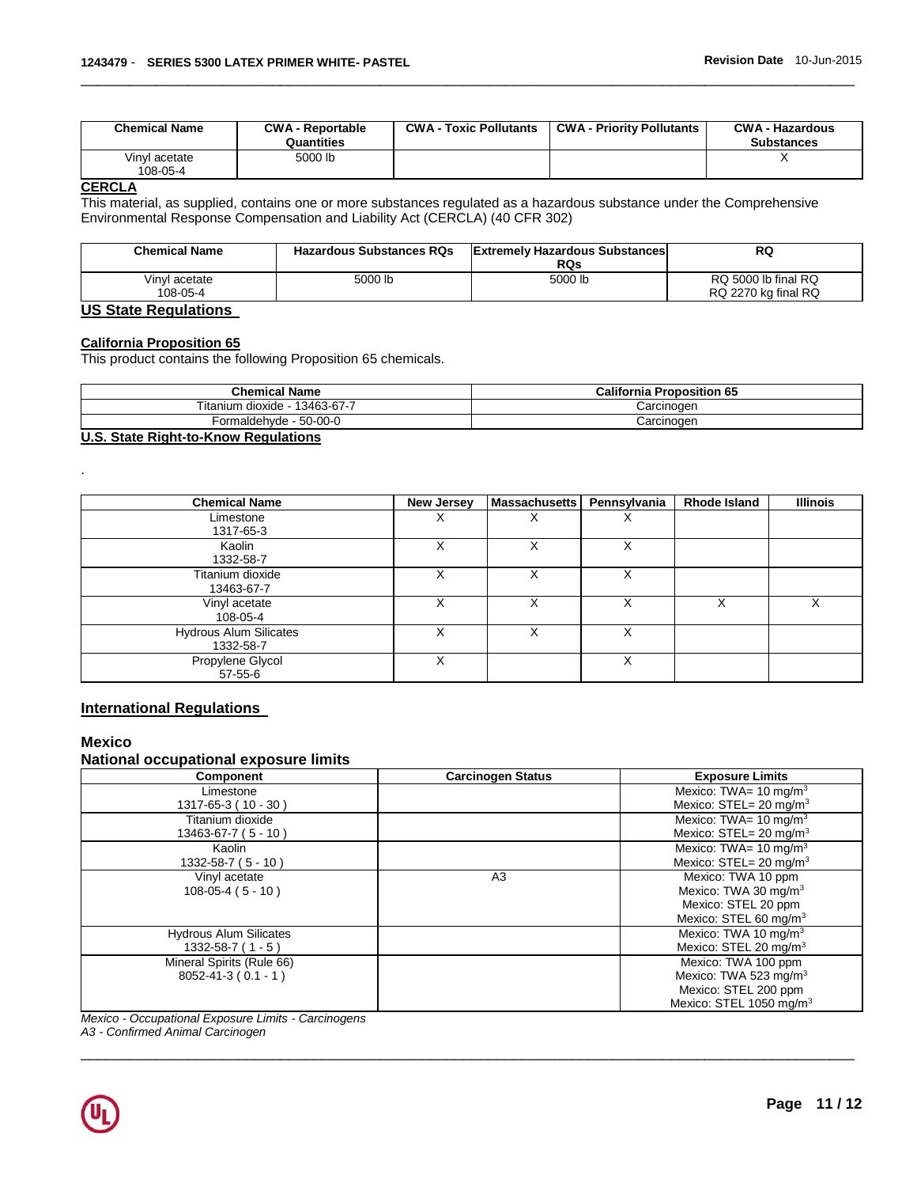| Chemical Name | CWA - Reportable Quantities | CWA - Toxic Pollutants | CWA - Priority Pollutants | CWA - Hazardous Substances |
|---|---|---|---|---|
| Vinyl acetate 108-05-4 | 5000 lb | | | X |

**CERCLA**

This material, as supplied, contains one or more substances regulated as a hazardous substance under the Comprehensive Environmental Response Compensation and Liability Act (CERCLA) (40 CFR 302)

| Chemical Name | Hazardous Substances RQs | Extremely Hazardous Substances RQs | RQ |
|---|---|---|---|
| Vinyl acetate 108-05-4 | 5000 lb | 5000 lb | RQ 5000 lb final RQ RQ 2270 kg final RQ |

## US State Regulations

**California Proposition 65**

This product contains the following Proposition 65 chemicals.

| Chemical Name | California Proposition 65 |
|---|---|
| Titanium dioxide - 13463-67-7 | Carcinogen |
| Formaldehyde - 50-00-0 | Carcinogen |

**U.S. State Right-to-Know Regulations**

.

| Chemical Name | New Jersey | Massachusetts | Pennsylvania | Rhode Island | Illinois |
|---|---|---|---|---|---|
| Limestone 1317-65-3 | X | X | X | | |
| Kaolin 1332-58-7 | X | X | X | | |
| Titanium dioxide 13463-67-7 | X | X | X | | |
| Vinyl acetate 108-05-4 | X | X | X | X | X |
| Hydrous Alum Silicates 1332-58-7 | X | X | X | | |
| Propylene Glycol 57-55-6 | X | | X | | |

## International Regulations

**Mexico**

**National occupational exposure limits**

| Component | Carcinogen Status | Exposure Limits |
|---|---|---|
| Limestone 1317-65-3 ( 10 - 30 ) | | Mexico: TWA= 10 mg/m$^3$ Mexico: STEL= 20 mg/m$^3$ |
| Titanium dioxide 13463-67-7 ( 5 - 10 ) | | Mexico: TWA= 10 mg/m$^3$ Mexico: STEL= 20 mg/m$^3$ |
| Kaolin 1332-58-7 ( 5 - 10 ) | | Mexico: TWA= 10 mg/m$^3$ Mexico: STEL= 20 mg/m$^3$ |
| Vinyl acetate 108-05-4 ( 5 - 10 ) | A3 | Mexico: TWA 10 ppm Mexico: TWA 30 mg/m$^3$ Mexico: STEL 20 ppm Mexico: STEL 60 mg/m$^3$ |
| Hydrous Alum Silicates 1332-58-7 ( 1 - 5 ) | | Mexico: TWA 10 mg/m$^3$ Mexico: STEL 20 mg/m$^3$ |
| Mineral Spirits (Rule 66) 8052-41-3 ( 0.1 - 1 ) | | Mexico: TWA 100 ppm Mexico: TWA 523 mg/m$^3$ Mexico: STEL 200 ppm Mexico: STEL 1050 mg/m$^3$ |

*Mexico - Occupational Exposure Limits - Carcinogens*
*A3 - Confirmed Animal Carcinogen*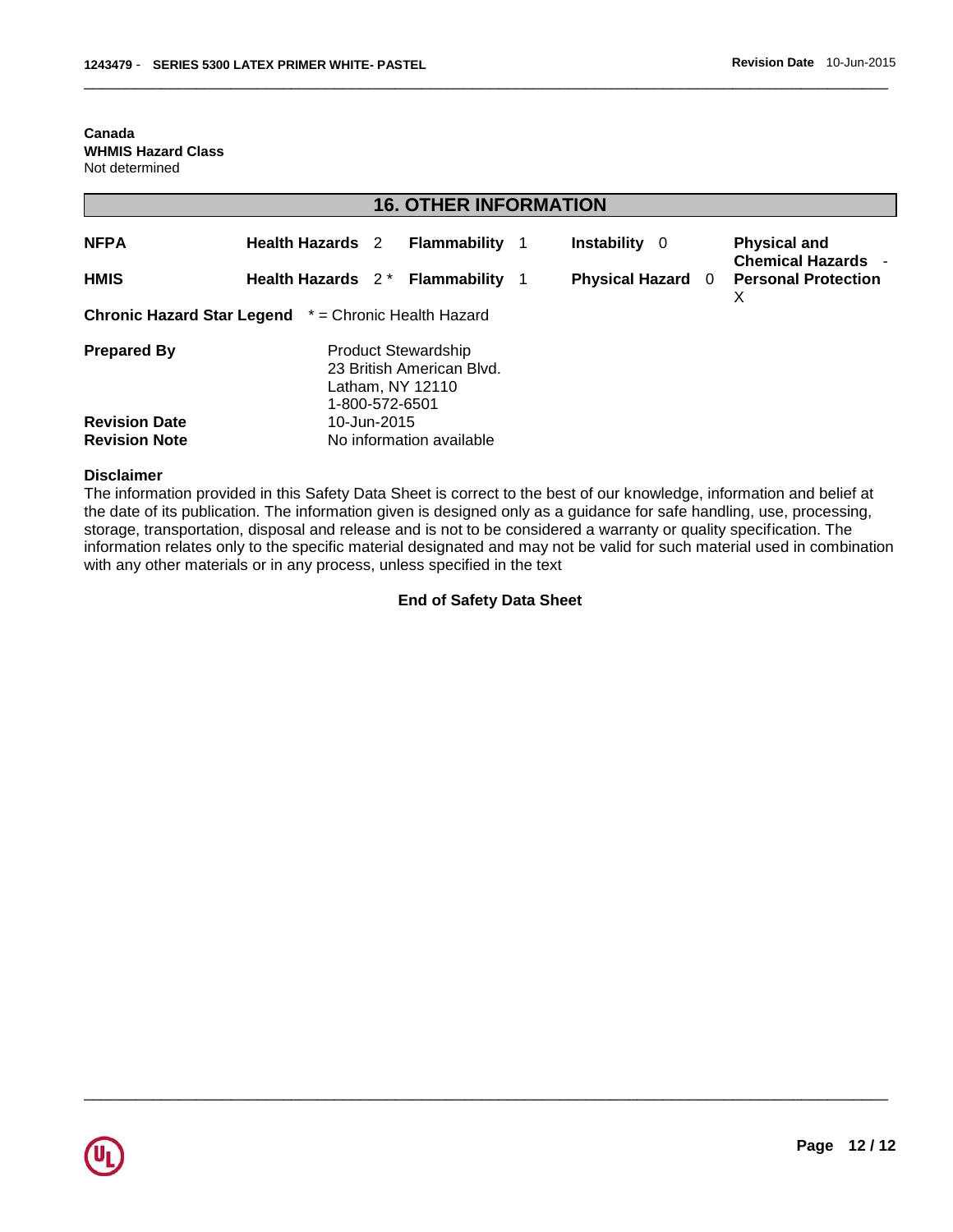**Canada**
**WHMIS Hazard Class**
Not determined

## 16. OTHER INFORMATION

| | | | | |
|---|---|---|---|---|
| **NFPA** | **Health Hazards** 2 | **Flammability** 1 | **Instability** 0 | **Physical and Chemical Hazards** - |
| **HMIS** | **Health Hazards** 2 * | **Flammability** 1 | **Physical Hazard** 0 | **Personal Protection** X |

**Chronic Hazard Star Legend** * = Chronic Health Hazard

**Prepared By**
Product Stewardship
23 British American Blvd.
Latham, NY 12110
1-800-572-6501

**Revision Date** 10-Jun-2015
**Revision Note** No information available

**Disclaimer**
The information provided in this Safety Data Sheet is correct to the best of our knowledge, information and belief at the date of its publication. The information given is designed only as a guidance for safe handling, use, processing, storage, transportation, disposal and release and is not to be considered a warranty or quality specification. The information relates only to the specific material designated and may not be valid for such material used in combination with any other materials or in any process, unless specified in the text

**End of Safety Data Sheet**